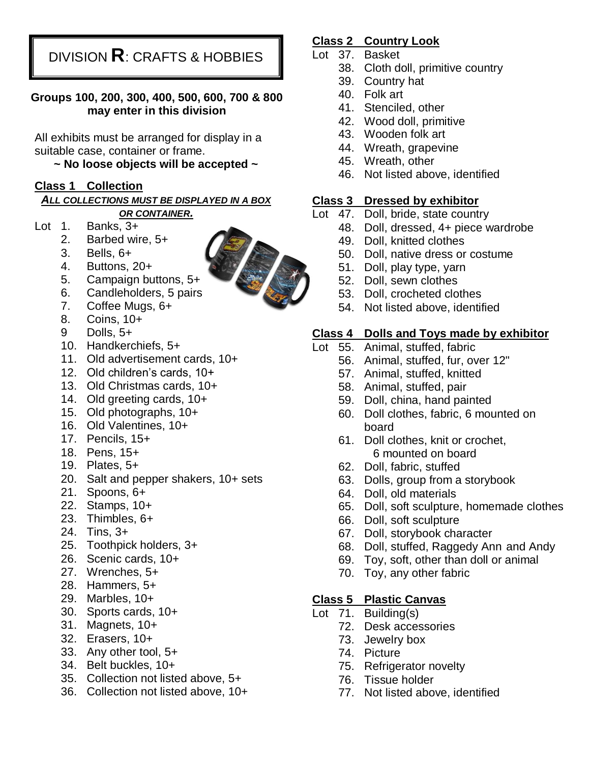# DIVISION R: CRAFTS & HOBBIES

**Groups 100, 200, 300, 400, 500, 600, 700 & 800 may enter in this division**

All exhibits must be arranged for display in a suitable case, container or frame.

**~ No loose objects will be accepted ~**

## Class 1 Collection

***ALL COLLECTIONS MUST BE DISPLAYED IN A BOX OR CONTAINER.***

Lot
1. Banks, 3+
2. Barbed wire, 5+
3. Bells, 6+
4. Buttons, 20+
5. Campaign buttons, 5+
6. Candleholders, 5 pairs
7. Coffee Mugs, 6+
8. Coins, 10+
9. Dolls, 5+
10. Handkerchiefs, 5+
11. Old advertisement cards, 10+
12. Old children's cards, 10+
13. Old Christmas cards, 10+
14. Old greeting cards, 10+
15. Old photographs, 10+
16. Old Valentines, 10+
17. Pencils, 15+
18. Pens, 15+
19. Plates, 5+
20. Salt and pepper shakers, 10+ sets
21. Spoons, 6+
22. Stamps, 10+
23. Thimbles, 6+
24. Tins, 3+
25. Toothpick holders, 3+
26. Scenic cards, 10+
27. Wrenches, 5+
28. Hammers, 5+
29. Marbles, 10+
30. Sports cards, 10+
31. Magnets, 10+
32. Erasers, 10+
33. Any other tool, 5+
34. Belt buckles, 10+
35. Collection not listed above, 5+
36. Collection not listed above, 10+

## Class 2 Country Look

Lot
37. Basket
38. Cloth doll, primitive country
39. Country hat
40. Folk art
41. Stenciled, other
42. Wood doll, primitive
43. Wooden folk art
44. Wreath, grapevine
45. Wreath, other
46. Not listed above, identified

## Class 3 Dressed by exhibitor

Lot
47. Doll, bride, state country
48. Doll, dressed, 4+ piece wardrobe
49. Doll, knitted clothes
50. Doll, native dress or costume
51. Doll, play type, yarn
52. Doll, sewn clothes
53. Doll, crocheted clothes
54. Not listed above, identified

## Class 4 Dolls and Toys made by exhibitor

Lot
55. Animal, stuffed, fabric
56. Animal, stuffed, fur, over 12"
57. Animal, stuffed, knitted
58. Animal, stuffed, pair
59. Doll, china, hand painted
60. Doll clothes, fabric, 6 mounted on board
61. Doll clothes, knit or crochet, 6 mounted on board
62. Doll, fabric, stuffed
63. Dolls, group from a storybook
64. Doll, old materials
65. Doll, soft sculpture, homemade clothes
66. Doll, soft sculpture
67. Doll, storybook character
68. Doll, stuffed, Raggedy Ann and Andy
69. Toy, soft, other than doll or animal
70. Toy, any other fabric

## Class 5 Plastic Canvas

Lot
71. Building(s)
72. Desk accessories
73. Jewelry box
74. Picture
75. Refrigerator novelty
76. Tissue holder
77. Not listed above, identified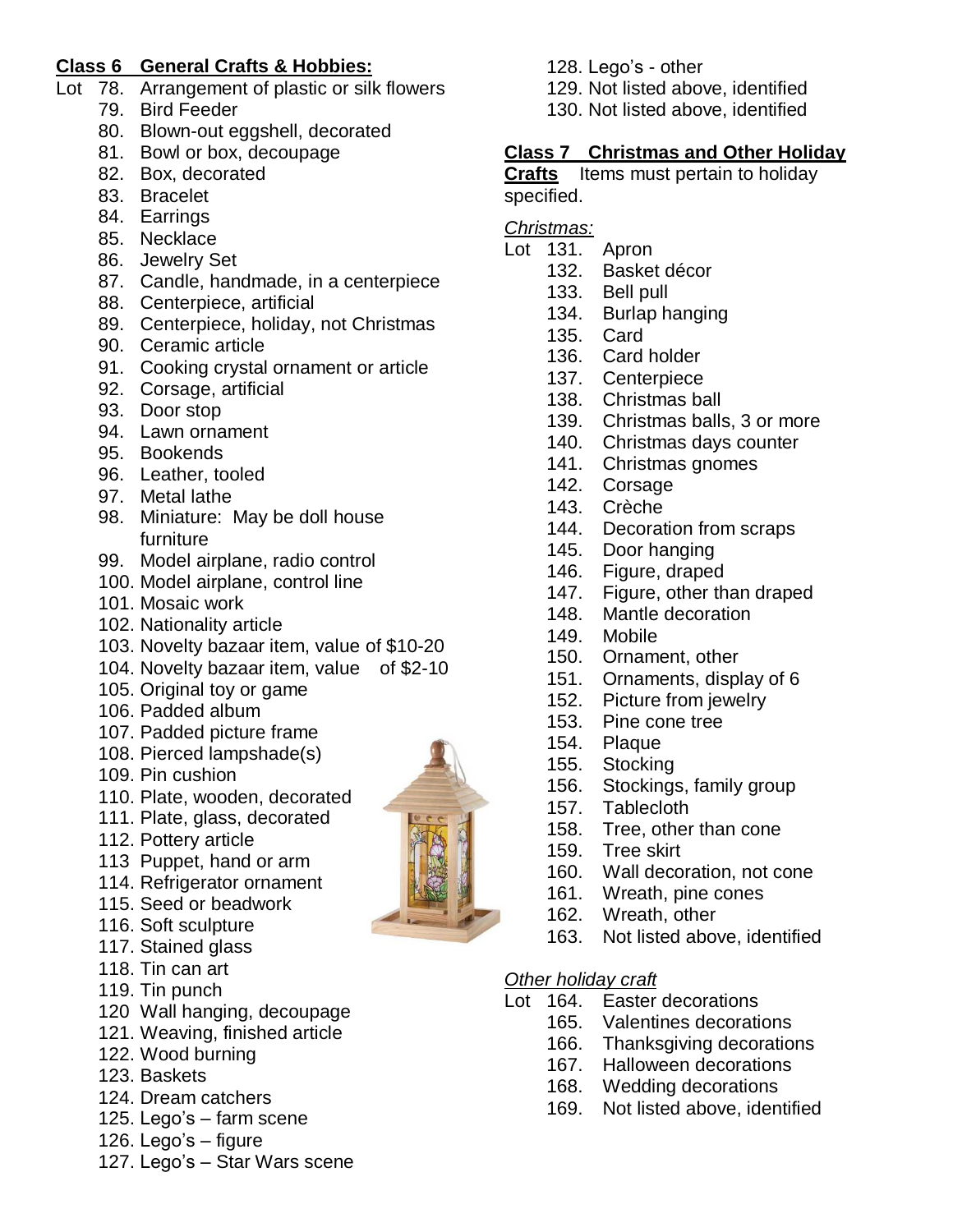**Class 6 General Crafts & Hobbies:**

Lot 78. Arrangement of plastic or silk flowers
79. Bird Feeder
80. Blown-out eggshell, decorated
81. Bowl or box, decoupage
82. Box, decorated
83. Bracelet
84. Earrings
85. Necklace
86. Jewelry Set
87. Candle, handmade, in a centerpiece
88. Centerpiece, artificial
89. Centerpiece, holiday, not Christmas
90. Ceramic article
91. Cooking crystal ornament or article
92. Corsage, artificial
93. Door stop
94. Lawn ornament
95. Bookends
96. Leather, tooled
97. Metal lathe
98. Miniature: May be doll house furniture
99. Model airplane, radio control
100. Model airplane, control line
101. Mosaic work
102. Nationality article
103. Novelty bazaar item, value of $10-20
104. Novelty bazaar item, value of $2-10
105. Original toy or game
106. Padded album
107. Padded picture frame
108. Pierced lampshade(s)
109. Pin cushion
110. Plate, wooden, decorated
111. Plate, glass, decorated
112. Pottery article
113 Puppet, hand or arm
114. Refrigerator ornament
115. Seed or beadwork
116. Soft sculpture
117. Stained glass
118. Tin can art
119. Tin punch
120 Wall hanging, decoupage
121. Weaving, finished article
122. Wood burning
123. Baskets
124. Dream catchers
125. Lego's – farm scene
126. Lego's – figure
127. Lego's – Star Wars scene
128. Lego's - other
129. Not listed above, identified
130. Not listed above, identified

**Class 7 Christmas and Other Holiday Crafts** Items must pertain to holiday specified.

*Christmas:*

Lot 131. Apron
132. Basket décor
133. Bell pull
134. Burlap hanging
135. Card
136. Card holder
137. Centerpiece
138. Christmas ball
139. Christmas balls, 3 or more
140. Christmas days counter
141. Christmas gnomes
142. Corsage
143. Crèche
144. Decoration from scraps
145. Door hanging
146. Figure, draped
147. Figure, other than draped
148. Mantle decoration
149. Mobile
150. Ornament, other
151. Ornaments, display of 6
152. Picture from jewelry
153. Pine cone tree
154. Plaque
155. Stocking
156. Stockings, family group
157. Tablecloth
158. Tree, other than cone
159. Tree skirt
160. Wall decoration, not cone
161. Wreath, pine cones
162. Wreath, other
163. Not listed above, identified

*Other holiday craft*

Lot 164. Easter decorations
165. Valentines decorations
166. Thanksgiving decorations
167. Halloween decorations
168. Wedding decorations
169. Not listed above, identified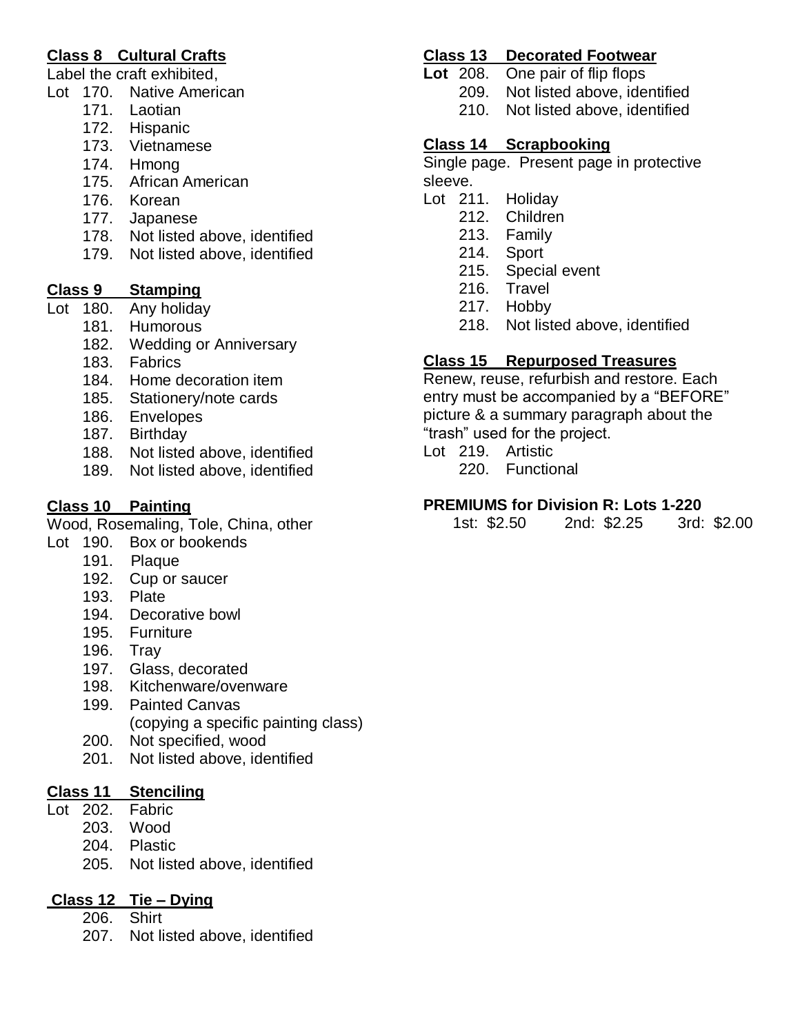**Class 8 Cultural Crafts**

Label the craft exhibited,

Lot 170. Native American
171. Laotian
172. Hispanic
173. Vietnamese
174. Hmong
175. African American
176. Korean
177. Japanese
178. Not listed above, identified
179. Not listed above, identified

**Class 9 Stamping**

Lot 180. Any holiday
181. Humorous
182. Wedding or Anniversary
183. Fabrics
184. Home decoration item
185. Stationery/note cards
186. Envelopes
187. Birthday
188. Not listed above, identified
189. Not listed above, identified

**Class 10 Painting**

Wood, Rosemaling, Tole, China, other

Lot 190. Box or bookends
191. Plaque
192. Cup or saucer
193. Plate
194. Decorative bowl
195. Furniture
196. Tray
197. Glass, decorated
198. Kitchenware/ovenware
199. Painted Canvas (copying a specific painting class)
200. Not specified, wood
201. Not listed above, identified

**Class 11 Stenciling**

Lot 202. Fabric
203. Wood
204. Plastic
205. Not listed above, identified

**Class 12 Tie – Dying**

206. Shirt
207. Not listed above, identified

**Class 13 Decorated Footwear**

**Lot** 208. One pair of flip flops
209. Not listed above, identified
210. Not listed above, identified

**Class 14 Scrapbooking**

Single page. Present page in protective sleeve.

Lot 211. Holiday
212. Children
213. Family
214. Sport
215. Special event
216. Travel
217. Hobby
218. Not listed above, identified

**Class 15 Repurposed Treasures**

Renew, reuse, refurbish and restore. Each entry must be accompanied by a "BEFORE" picture & a summary paragraph about the "trash" used for the project.

Lot 219. Artistic
220. Functional

**PREMIUMS for Division R: Lots 1-220**

1st: $2.50  2nd: $2.25  3rd: $2.00